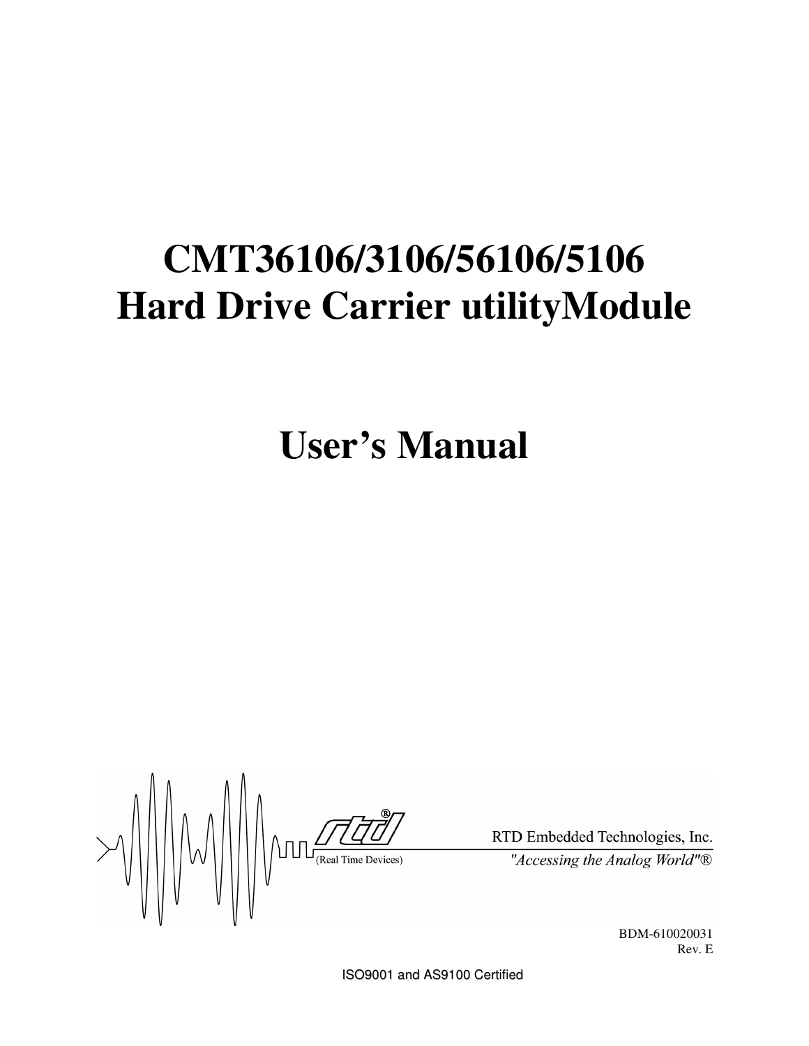# CMT36106/3106/56106/5106
# Hard Drive Carrier utilityModule

# User's Manual

(Real Time Devices)

RTD Embedded Technologies, Inc.

*"Accessing the Analog World"®*

BDM-610020031
Rev. E

ISO9001 and AS9100 Certified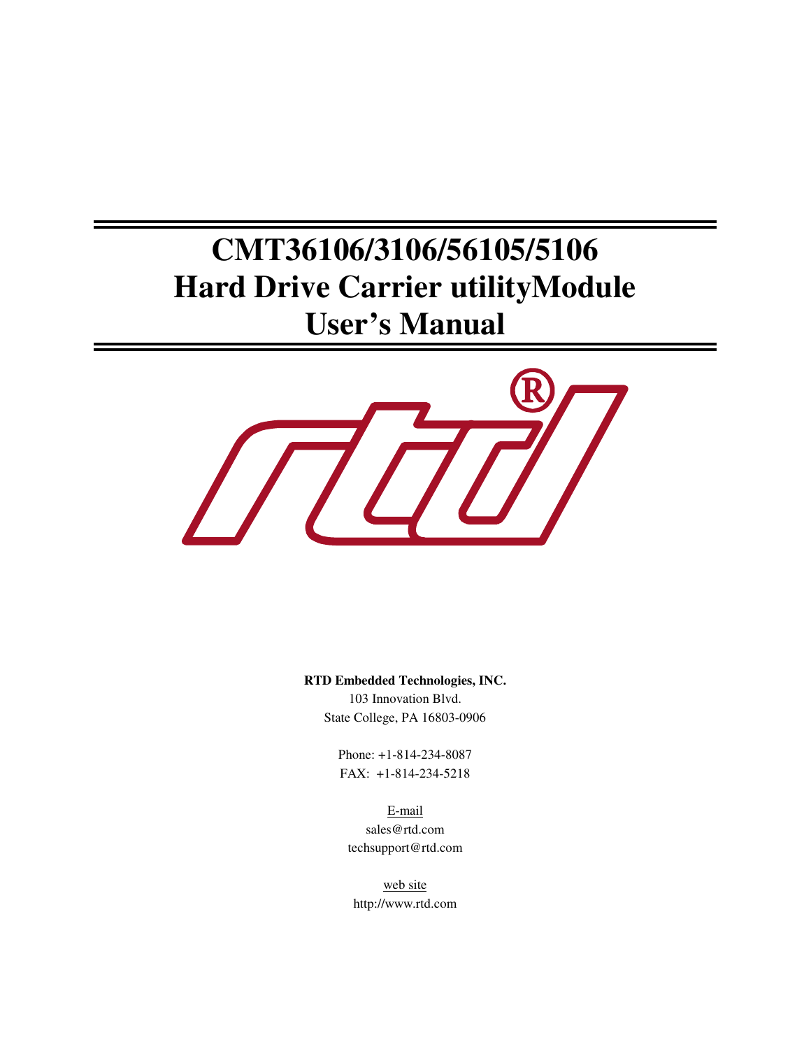# CMT36106/3106/56105/5106 Hard Drive Carrier utilityModule User's Manual

**RTD Embedded Technologies, INC.**

103 Innovation Blvd.

State College, PA 16803-0906

Phone: +1-814-234-8087

FAX: +1-814-234-5218

E-mail

sales@rtd.com

techsupport@rtd.com

web site

http://www.rtd.com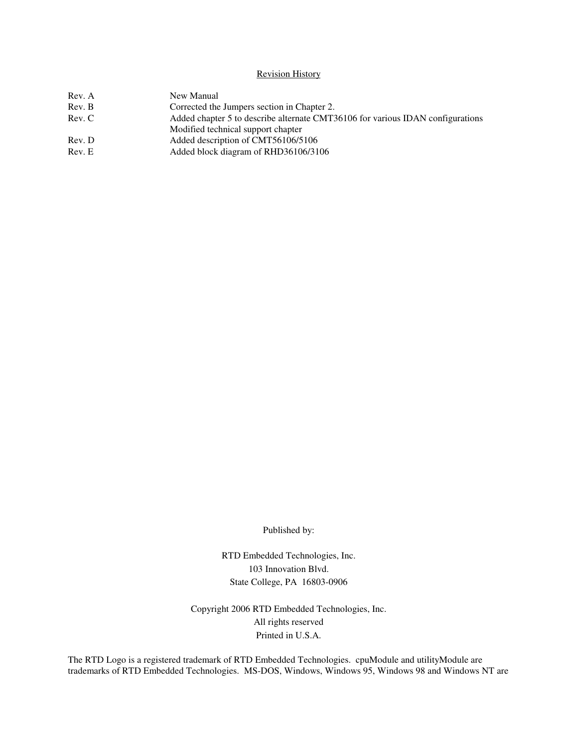Revision History

| | |
|---|---|
| Rev. A | New Manual |
| Rev. B | Corrected the Jumpers section in Chapter 2. |
| Rev. C | Added chapter 5 to describe alternate CMT36106 for various IDAN configurations<br>Modified technical support chapter |
| Rev. D | Added description of CMT56106/5106 |
| Rev. E | Added block diagram of RHD36106/3106 |

Published by:

RTD Embedded Technologies, Inc.
103 Innovation Blvd.
State College, PA 16803-0906

Copyright 2006 RTD Embedded Technologies, Inc.
All rights reserved
Printed in U.S.A.

The RTD Logo is a registered trademark of RTD Embedded Technologies. cpuModule and utilityModule are trademarks of RTD Embedded Technologies. MS-DOS, Windows, Windows 95, Windows 98 and Windows NT are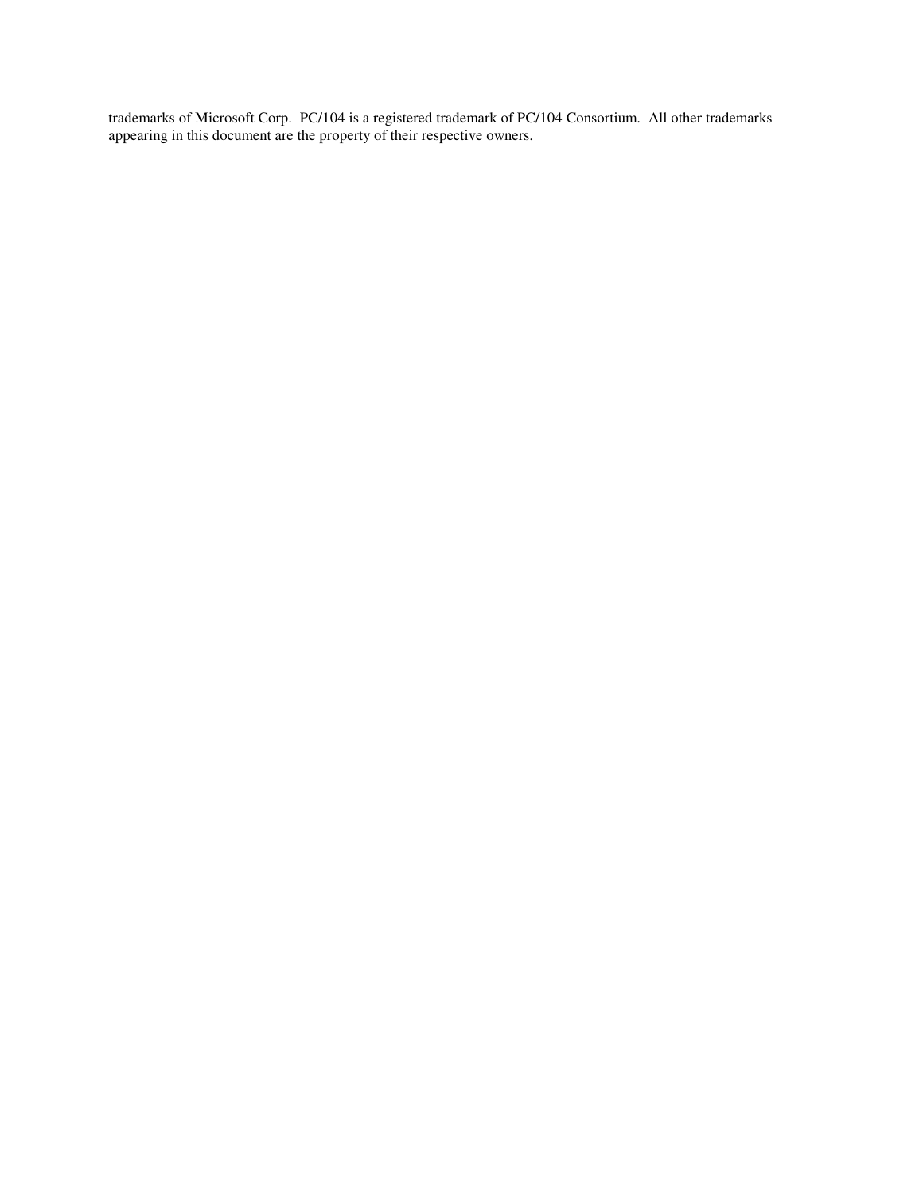trademarks of Microsoft Corp. PC/104 is a registered trademark of PC/104 Consortium. All other trademarks appearing in this document are the property of their respective owners.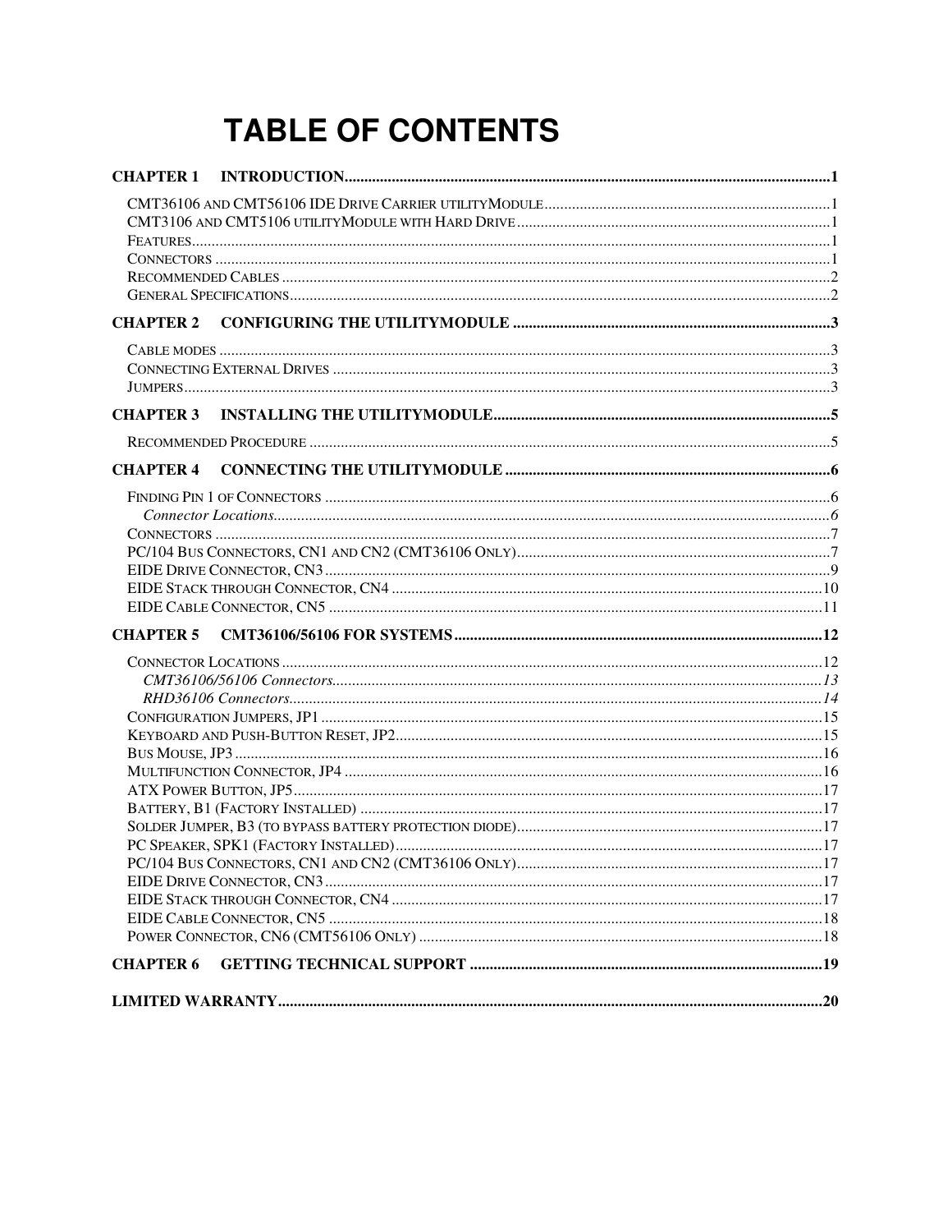# TABLE OF CONTENTS

**CHAPTER 1 INTRODUCTION....................................................................1**

CMT36106 AND CMT56106 IDE DRIVE CARRIER UTILITYMODULE....................................1
CMT3106 AND CMT5106 UTILITYMODULE WITH HARD DRIVE............................................1
FEATURES....................................................................................................1
CONNECTORS.................................................................................................1
RECOMMENDED CABLES.........................................................................................2
GENERAL SPECIFICATIONS....................................................................................2

**CHAPTER 2 CONFIGURING THE UTILITYMODULE.................................................3**

CABLE MODES................................................................................................3
CONNECTING EXTERNAL DRIVES...............................................................................3
JUMPERS....................................................................................................3

**CHAPTER 3 INSTALLING THE UTILITYMODULE..................................................5**

RECOMMENDED PROCEDURE....................................................................................5

**CHAPTER 4 CONNECTING THE UTILITYMODULE.................................................6**

FINDING PIN 1 OF CONNECTORS..............................................................................6
*Connector Locations*.......................................................................................6
CONNECTORS.................................................................................................7
PC/104 BUS CONNECTORS, CN1 AND CN2 (CMT36106 ONLY)........................................................7
EIDE DRIVE CONNECTOR, CN3.................................................................................9
EIDE STACK THROUGH CONNECTOR, CN4.........................................................................10
EIDE CABLE CONNECTOR, CN5................................................................................11

**CHAPTER 5 CMT36106/56106 FOR SYSTEMS.....................................................12**

CONNECTOR LOCATIONS.......................................................................................12
*CMT36106/56106 Connectors*................................................................................13
*RHD36106 Connectors*......................................................................................14
CONFIGURATION JUMPERS, JP1...............................................................................15
KEYBOARD AND PUSH-BUTTON RESET, JP2.......................................................................15
BUS MOUSE, JP3............................................................................................16
MULTIFUNCTION CONNECTOR, JP4..............................................................................16
ATX POWER BUTTON, JP5.....................................................................................17
BATTERY, B1 (FACTORY INSTALLED)...........................................................................17
SOLDER JUMPER, B3 (TO BYPASS BATTERY PROTECTION DIODE)......................................................17
PC SPEAKER, SPK1 (FACTORY INSTALLED)......................................................................17
PC/104 BUS CONNECTORS, CN1 AND CN2 (CMT36106 ONLY).......................................................17
EIDE DRIVE CONNECTOR, CN3................................................................................17
EIDE STACK THROUGH CONNECTOR, CN4.........................................................................17
EIDE CABLE CONNECTOR, CN5................................................................................18
POWER CONNECTOR, CN6 (CMT56106 ONLY)......................................................................18

**CHAPTER 6 GETTING TECHNICAL SUPPORT......................................................19**

**LIMITED WARRANTY...........................................................................20**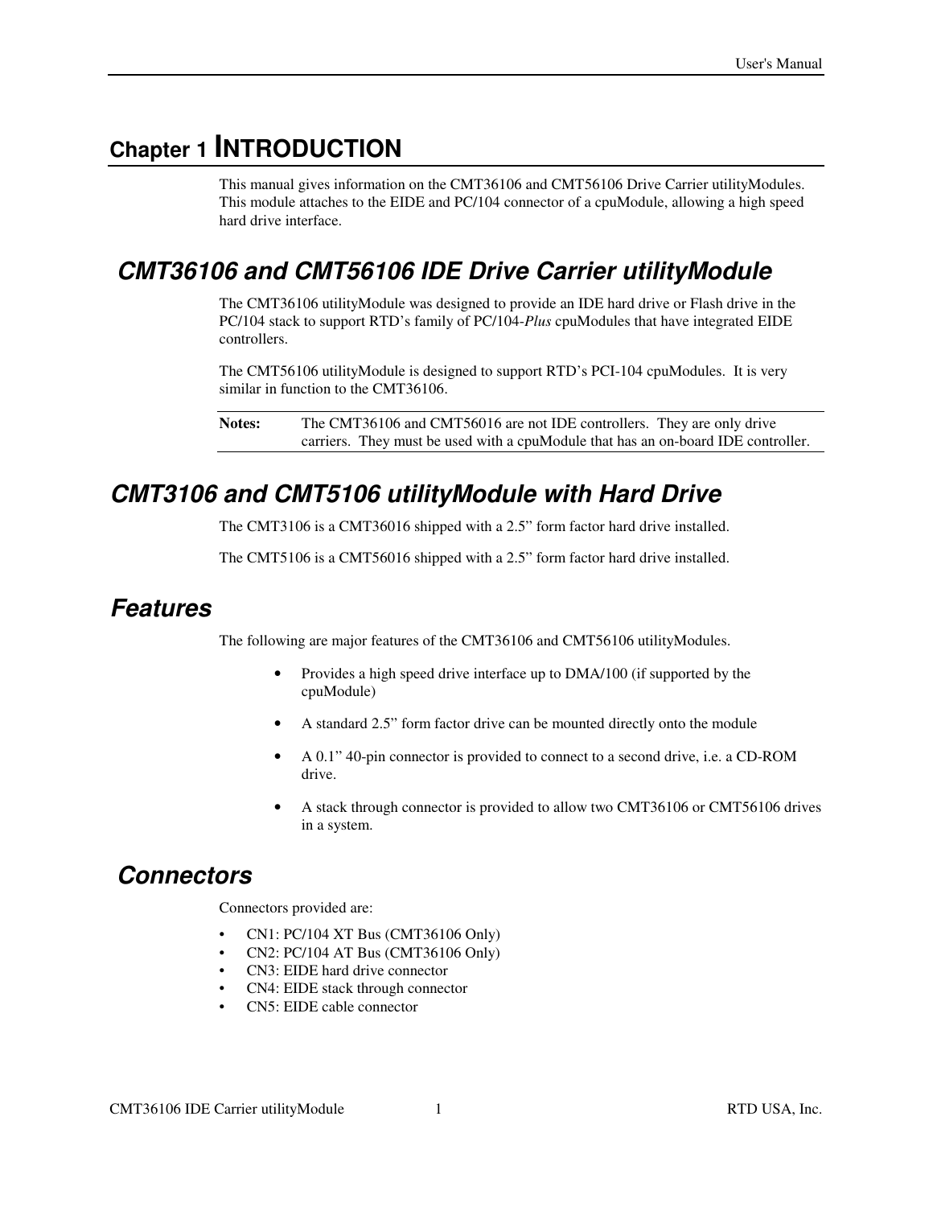# Chapter 1 INTRODUCTION

This manual gives information on the CMT36106 and CMT56106 Drive Carrier utilityModules. This module attaches to the EIDE and PC/104 connector of a cpuModule, allowing a high speed hard drive interface.

## CMT36106 and CMT56106 IDE Drive Carrier utilityModule

The CMT36106 utilityModule was designed to provide an IDE hard drive or Flash drive in the PC/104 stack to support RTD's family of PC/104-*Plus* cpuModules that have integrated EIDE controllers.

The CMT56106 utilityModule is designed to support RTD's PCI-104 cpuModules. It is very similar in function to the CMT36106.

| | |
|---|---|
| **Notes:** | The CMT36106 and CMT56016 are not IDE controllers. They are only drive carriers. They must be used with a cpuModule that has an on-board IDE controller. |

## CMT3106 and CMT5106 utilityModule with Hard Drive

The CMT3106 is a CMT36016 shipped with a 2.5" form factor hard drive installed.

The CMT5106 is a CMT56016 shipped with a 2.5" form factor hard drive installed.

## Features

The following are major features of the CMT36106 and CMT56106 utilityModules.

- Provides a high speed drive interface up to DMA/100 (if supported by the cpuModule)
- A standard 2.5" form factor drive can be mounted directly onto the module
- A 0.1" 40-pin connector is provided to connect to a second drive, i.e. a CD-ROM drive.
- A stack through connector is provided to allow two CMT36106 or CMT56106 drives in a system.

## Connectors

Connectors provided are:

- CN1: PC/104 XT Bus (CMT36106 Only)
- CN2: PC/104 AT Bus (CMT36106 Only)
- CN3: EIDE hard drive connector
- CN4: EIDE stack through connector
- CN5: EIDE cable connector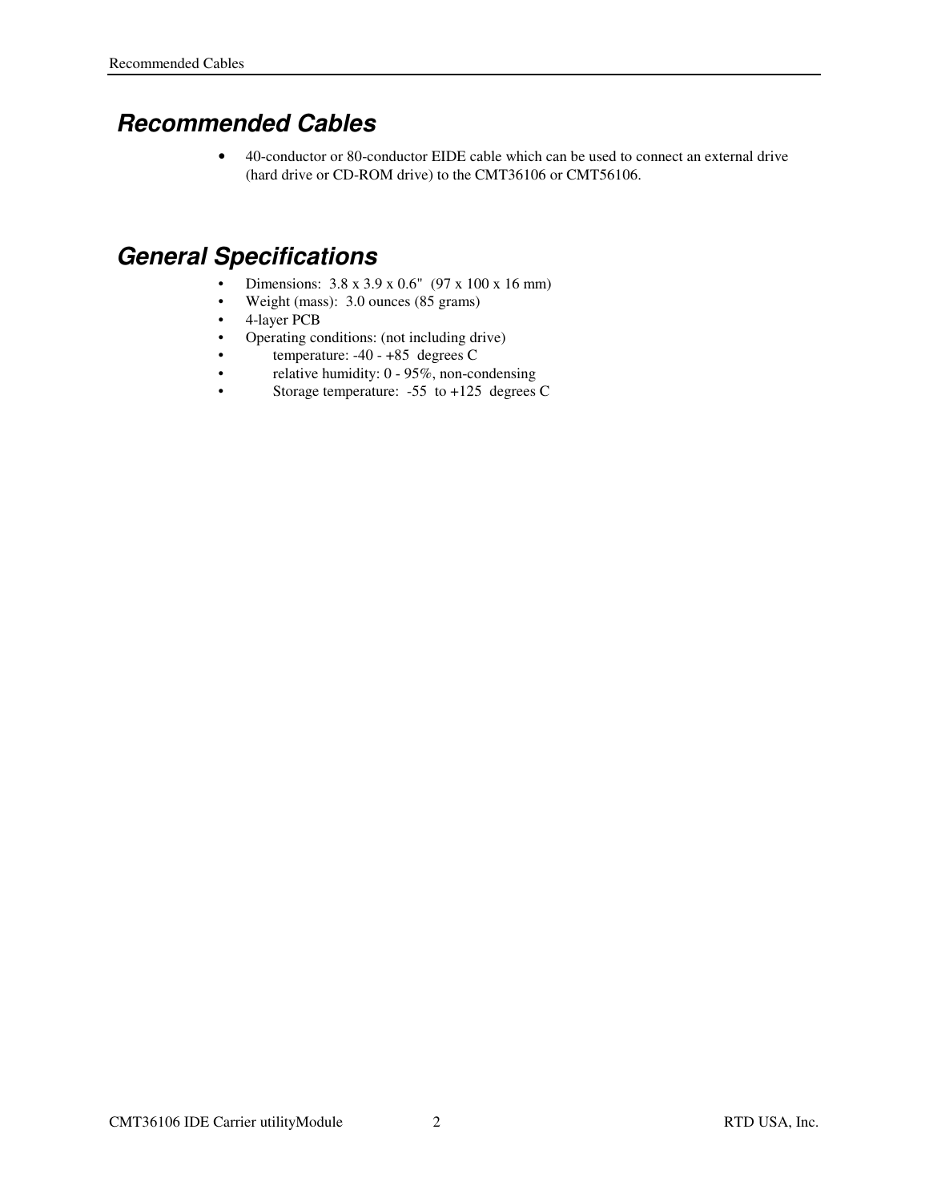## Recommended Cables

- 40-conductor or 80-conductor EIDE cable which can be used to connect an external drive (hard drive or CD-ROM drive) to the CMT36106 or CMT56106.

## General Specifications

- Dimensions: 3.8 x 3.9 x 0.6" (97 x 100 x 16 mm)
- Weight (mass): 3.0 ounces (85 grams)
- 4-layer PCB
- Operating conditions: (not including drive)
- temperature: -40 - +85 degrees C
- relative humidity: 0 - 95%, non-condensing
- Storage temperature: -55 to +125 degrees C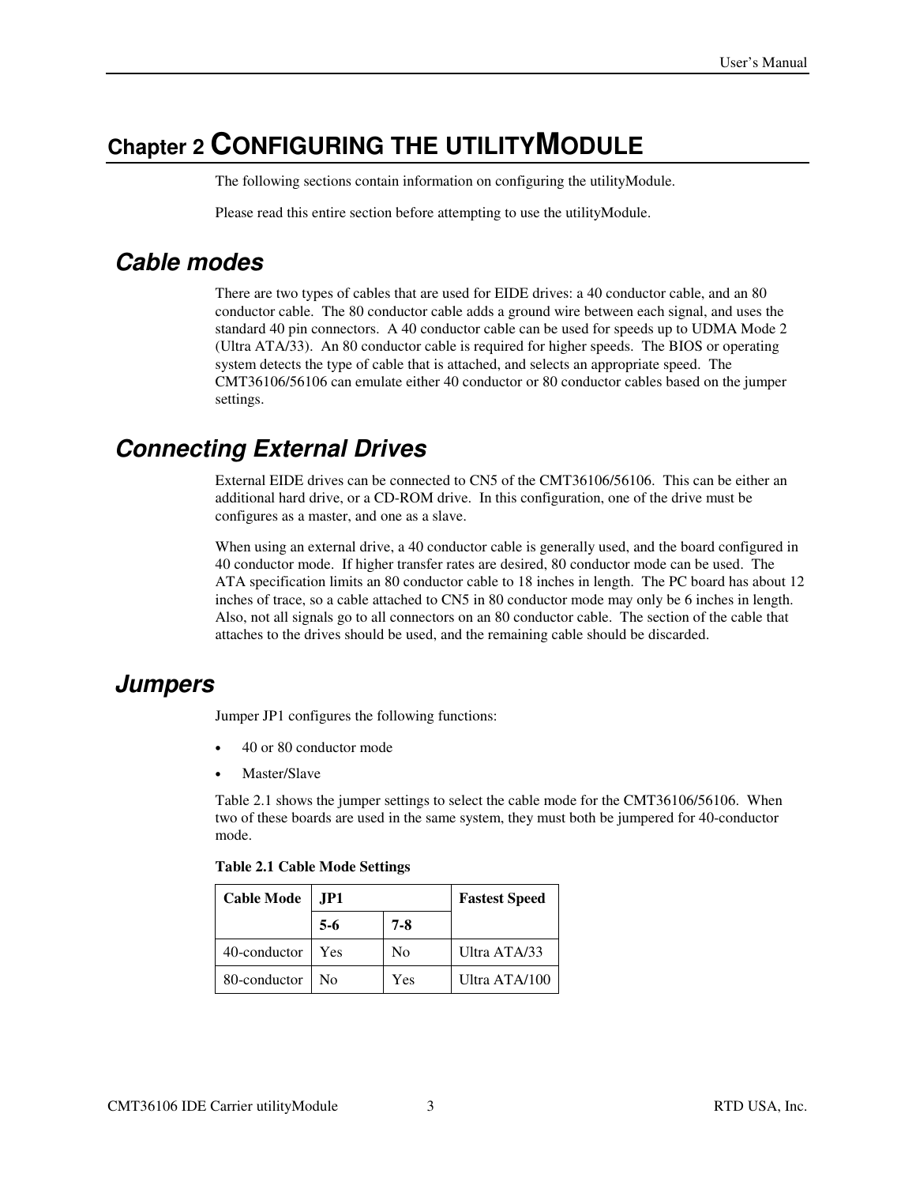# Chapter 2 CONFIGURING THE UTILITYMODULE

The following sections contain information on configuring the utilityModule.

Please read this entire section before attempting to use the utilityModule.

## *Cable modes*

There are two types of cables that are used for EIDE drives: a 40 conductor cable, and an 80 conductor cable. The 80 conductor cable adds a ground wire between each signal, and uses the standard 40 pin connectors. A 40 conductor cable can be used for speeds up to UDMA Mode 2 (Ultra ATA/33). An 80 conductor cable is required for higher speeds. The BIOS or operating system detects the type of cable that is attached, and selects an appropriate speed. The CMT36106/56106 can emulate either 40 conductor or 80 conductor cables based on the jumper settings.

## *Connecting External Drives*

External EIDE drives can be connected to CN5 of the CMT36106/56106. This can be either an additional hard drive, or a CD-ROM drive. In this configuration, one of the drive must be configures as a master, and one as a slave.

When using an external drive, a 40 conductor cable is generally used, and the board configured in 40 conductor mode. If higher transfer rates are desired, 80 conductor mode can be used. The ATA specification limits an 80 conductor cable to 18 inches in length. The PC board has about 12 inches of trace, so a cable attached to CN5 in 80 conductor mode may only be 6 inches in length. Also, not all signals go to all connectors on an 80 conductor cable. The section of the cable that attaches to the drives should be used, and the remaining cable should be discarded.

## *Jumpers*

Jumper JP1 configures the following functions:

- 40 or 80 conductor mode
- Master/Slave

Table 2.1 shows the jumper settings to select the cable mode for the CMT36106/56106. When two of these boards are used in the same system, they must both be jumpered for 40-conductor mode.

**Table 2.1 Cable Mode Settings**

| Cable Mode | JP1 | | Fastest Speed |
|---|---|---|---|
| | 5-6 | 7-8 | |
| 40-conductor | Yes | No | Ultra ATA/33 |
| 80-conductor | No | Yes | Ultra ATA/100 |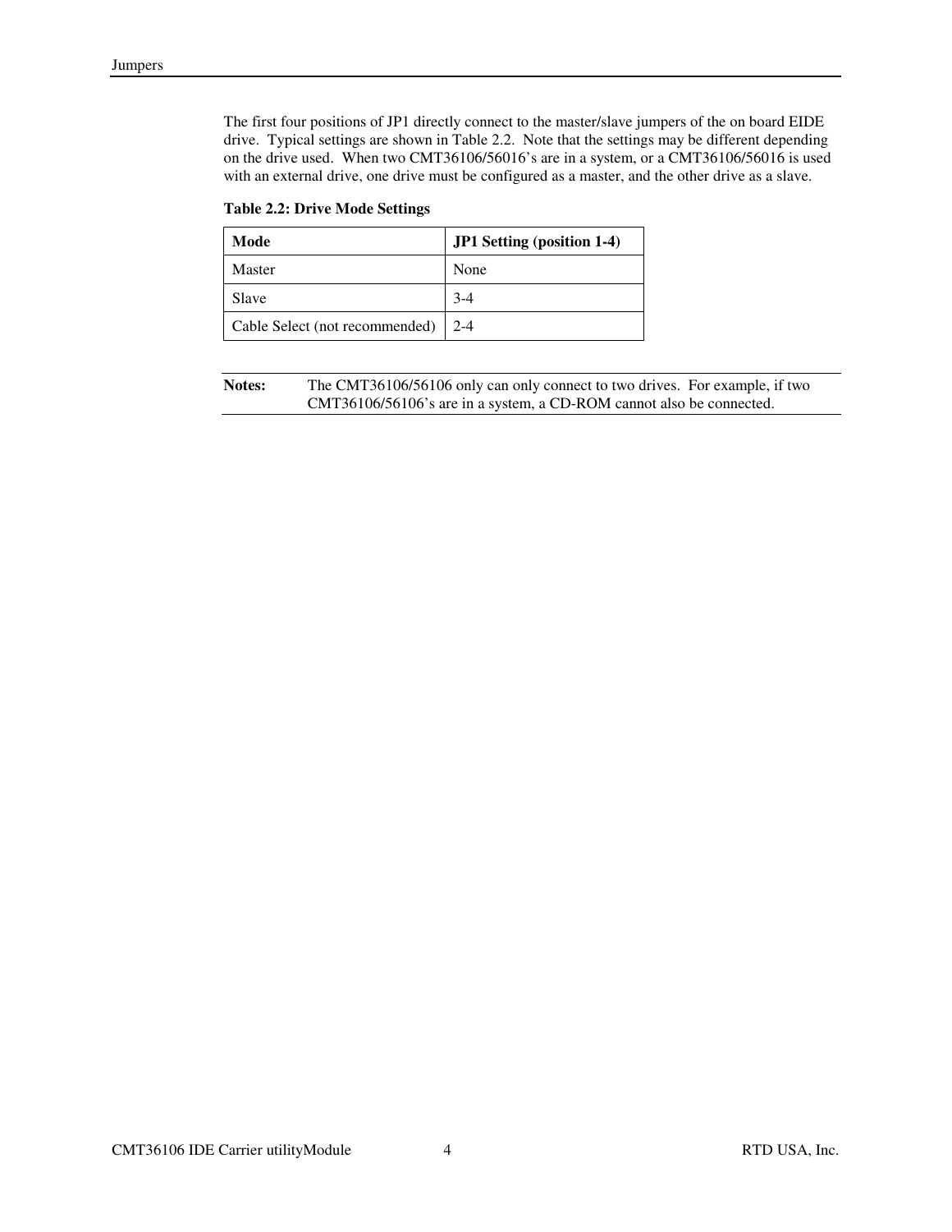The first four positions of JP1 directly connect to the master/slave jumpers of the on board EIDE drive. Typical settings are shown in Table 2.2. Note that the settings may be different depending on the drive used. When two CMT36106/56016's are in a system, or a CMT36106/56016 is used with an external drive, one drive must be configured as a master, and the other drive as a slave.

**Table 2.2: Drive Mode Settings**

| Mode | JP1 Setting (position 1-4) |
|---|---|
| Master | None |
| Slave | 3-4 |
| Cable Select (not recommended) | 2-4 |

**Notes:** The CMT36106/56106 only can only connect to two drives. For example, if two CMT36106/56106's are in a system, a CD-ROM cannot also be connected.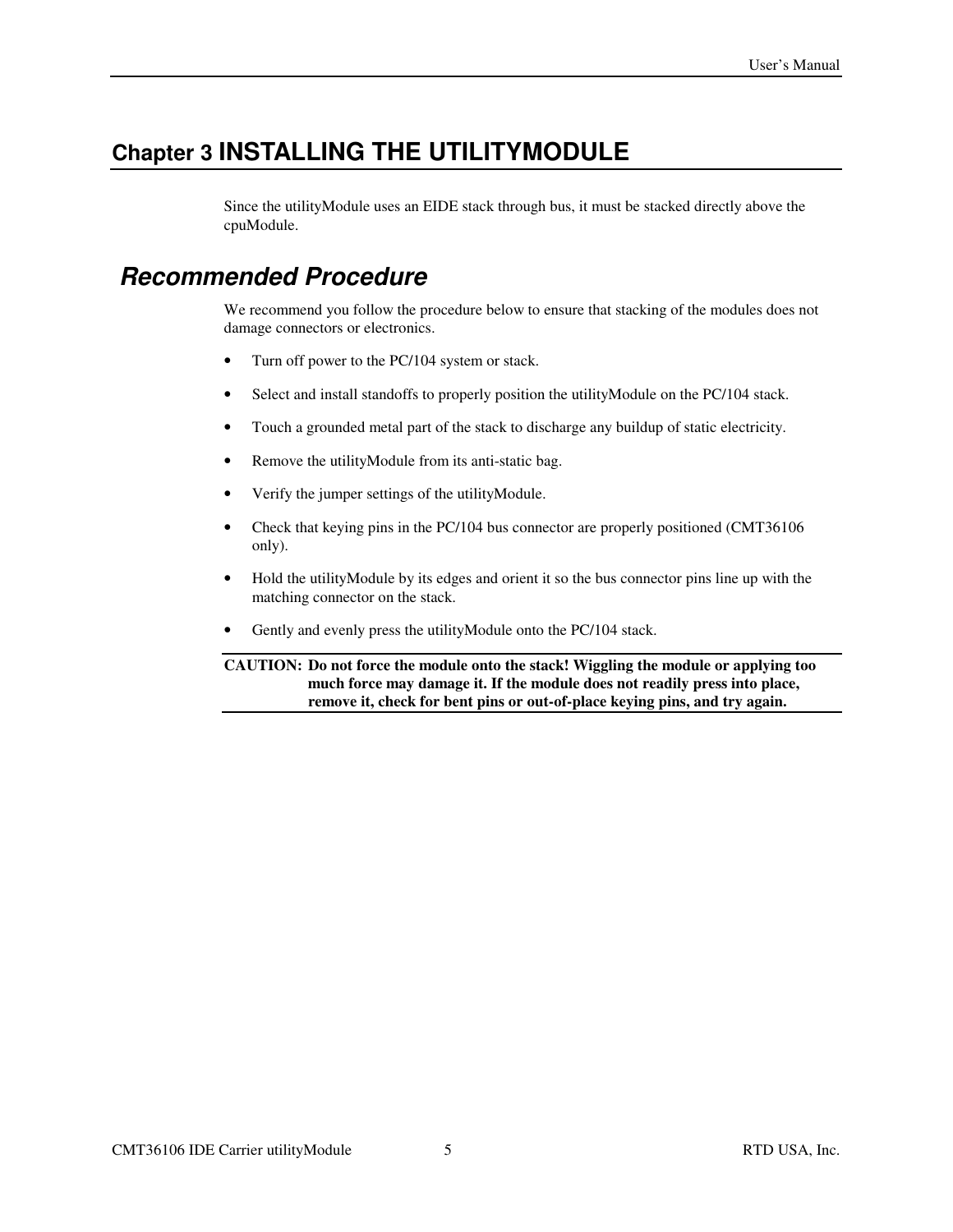# Chapter 3 INSTALLING THE UTILITYMODULE

Since the utilityModule uses an EIDE stack through bus, it must be stacked directly above the cpuModule.

## Recommended Procedure

We recommend you follow the procedure below to ensure that stacking of the modules does not damage connectors or electronics.

- Turn off power to the PC/104 system or stack.
- Select and install standoffs to properly position the utilityModule on the PC/104 stack.
- Touch a grounded metal part of the stack to discharge any buildup of static electricity.
- Remove the utilityModule from its anti-static bag.
- Verify the jumper settings of the utilityModule.
- Check that keying pins in the PC/104 bus connector are properly positioned (CMT36106 only).
- Hold the utilityModule by its edges and orient it so the bus connector pins line up with the matching connector on the stack.
- Gently and evenly press the utilityModule onto the PC/104 stack.

**CAUTION: Do not force the module onto the stack! Wiggling the module or applying too much force may damage it. If the module does not readily press into place, remove it, check for bent pins or out-of-place keying pins, and try again.**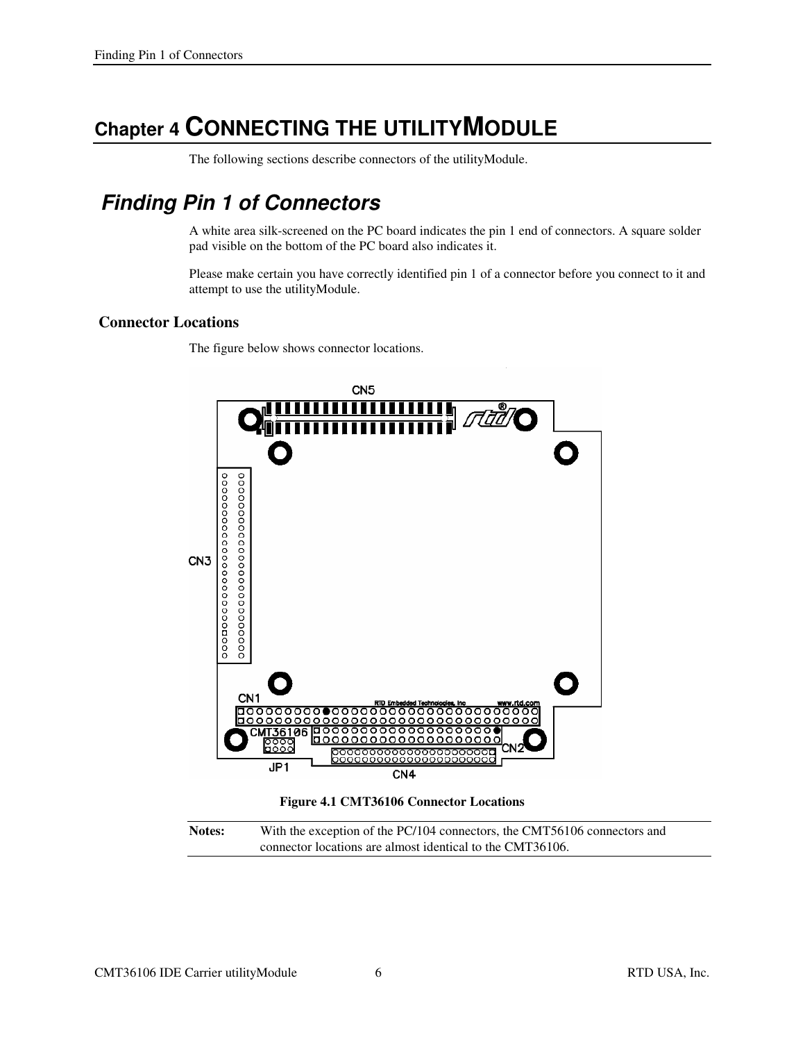# Chapter 4 CONNECTING THE UTILITYMODULE

The following sections describe connectors of the utilityModule.

## Finding Pin 1 of Connectors

A white area silk-screened on the PC board indicates the pin 1 end of connectors. A square solder pad visible on the bottom of the PC board also indicates it.

Please make certain you have correctly identified pin 1 of a connector before you connect to it and attempt to use the utilityModule.

### Connector Locations

The figure below shows connector locations.

CN5
CN3
CN1
RTD Embedded Technologies, Inc www.rtd.com
CMT36106
CN2
JP1
CN4

**Figure 4.1 CMT36106 Connector Locations**

| | |
|---|---|
| **Notes:** | With the exception of the PC/104 connectors, the CMT56106 connectors and connector locations are almost identical to the CMT36106. |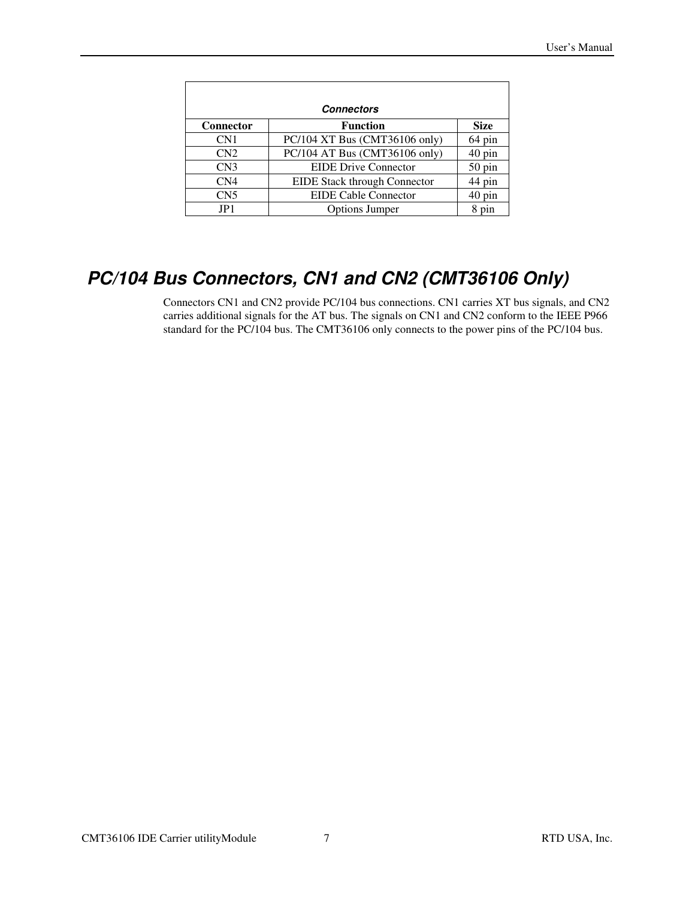| Connectors | | |
| --- | --- | --- |
| **Connector** | **Function** | **Size** |
| CN1 | PC/104 XT Bus (CMT36106 only) | 64 pin |
| CN2 | PC/104 AT Bus (CMT36106 only) | 40 pin |
| CN3 | EIDE Drive Connector | 50 pin |
| CN4 | EIDE Stack through Connector | 44 pin |
| CN5 | EIDE Cable Connector | 40 pin |
| JP1 | Options Jumper | 8 pin |

## PC/104 Bus Connectors, CN1 and CN2 (CMT36106 Only)

Connectors CN1 and CN2 provide PC/104 bus connections. CN1 carries XT bus signals, and CN2 carries additional signals for the AT bus. The signals on CN1 and CN2 conform to the IEEE P966 standard for the PC/104 bus. The CMT36106 only connects to the power pins of the PC/104 bus.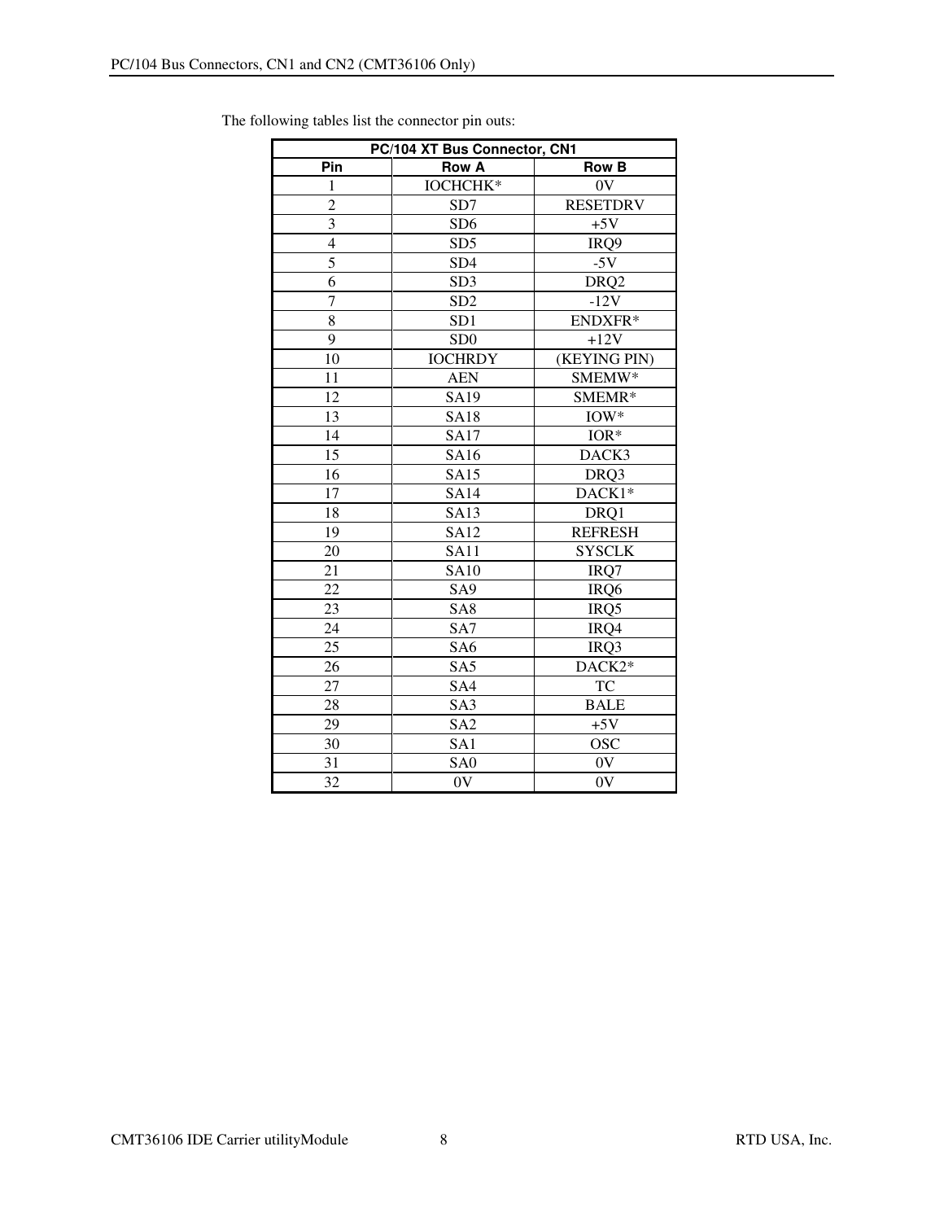The following tables list the connector pin outs:

| PC/104 XT Bus Connector, CN1 | | |
|---|---|---|
| **Pin** | **Row A** | **Row B** |
| 1 | IOCHCHK* | 0V |
| 2 | SD7 | RESETDRV |
| 3 | SD6 | +5V |
| 4 | SD5 | IRQ9 |
| 5 | SD4 | -5V |
| 6 | SD3 | DRQ2 |
| 7 | SD2 | -12V |
| 8 | SD1 | ENDXFR* |
| 9 | SD0 | +12V |
| 10 | IOCHRDY | (KEYING PIN) |
| 11 | AEN | SMEMW* |
| 12 | SA19 | SMEMR* |
| 13 | SA18 | IOW* |
| 14 | SA17 | IOR* |
| 15 | SA16 | DACK3 |
| 16 | SA15 | DRQ3 |
| 17 | SA14 | DACK1* |
| 18 | SA13 | DRQ1 |
| 19 | SA12 | REFRESH |
| 20 | SA11 | SYSCLK |
| 21 | SA10 | IRQ7 |
| 22 | SA9 | IRQ6 |
| 23 | SA8 | IRQ5 |
| 24 | SA7 | IRQ4 |
| 25 | SA6 | IRQ3 |
| 26 | SA5 | DACK2* |
| 27 | SA4 | TC |
| 28 | SA3 | BALE |
| 29 | SA2 | +5V |
| 30 | SA1 | OSC |
| 31 | SA0 | 0V |
| 32 | 0V | 0V |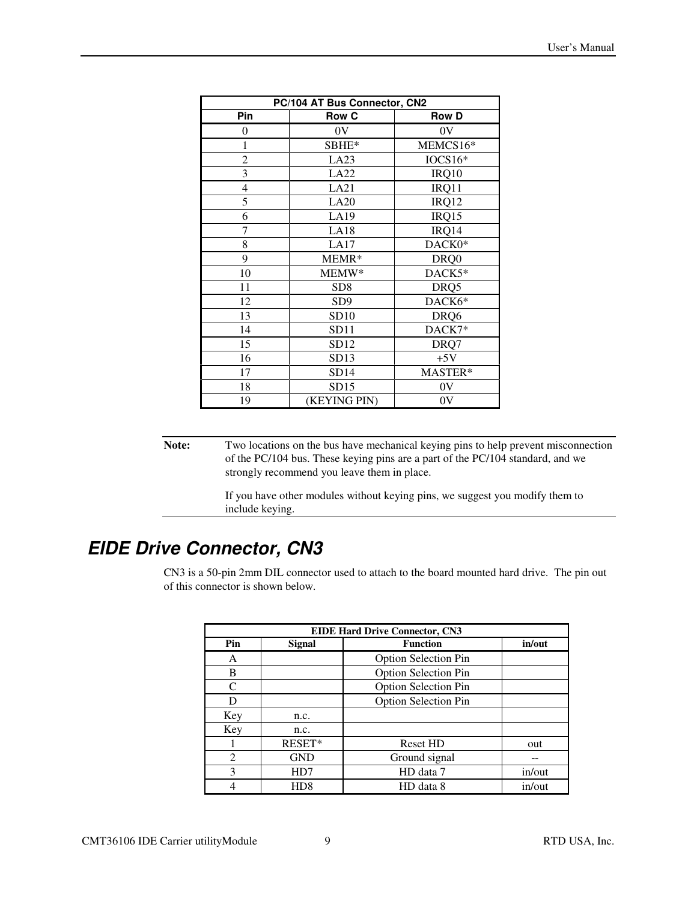| PC/104 AT Bus Connector, CN2 | | |
|---|---|---|
| **Pin** | **Row C** | **Row D** |
| 0 | 0V | 0V |
| 1 | SBHE* | MEMCS16* |
| 2 | LA23 | IOCS16* |
| 3 | LA22 | IRQ10 |
| 4 | LA21 | IRQ11 |
| 5 | LA20 | IRQ12 |
| 6 | LA19 | IRQ15 |
| 7 | LA18 | IRQ14 |
| 8 | LA17 | DACK0* |
| 9 | MEMR* | DRQ0 |
| 10 | MEMW* | DACK5* |
| 11 | SD8 | DRQ5 |
| 12 | SD9 | DACK6* |
| 13 | SD10 | DRQ6 |
| 14 | SD11 | DACK7* |
| 15 | SD12 | DRQ7 |
| 16 | SD13 | +5V |
| 17 | SD14 | MASTER* |
| 18 | SD15 | 0V |
| 19 | (KEYING PIN) | 0V |

**Note:** Two locations on the bus have mechanical keying pins to help prevent misconnection of the PC/104 bus. These keying pins are a part of the PC/104 standard, and we strongly recommend you leave them in place.

If you have other modules without keying pins, we suggest you modify them to include keying.

## EIDE Drive Connector, CN3

CN3 is a 50-pin 2mm DIL connector used to attach to the board mounted hard drive. The pin out of this connector is shown below.

| EIDE Hard Drive Connector, CN3 | | | |
|---|---|---|---|
| **Pin** | **Signal** | **Function** | **in/out** |
| A | | Option Selection Pin | |
| B | | Option Selection Pin | |
| C | | Option Selection Pin | |
| D | | Option Selection Pin | |
| Key | n.c. | | |
| Key | n.c. | | |
| 1 | RESET* | Reset HD | out |
| 2 | GND | Ground signal | -- |
| 3 | HD7 | HD data 7 | in/out |
| 4 | HD8 | HD data 8 | in/out |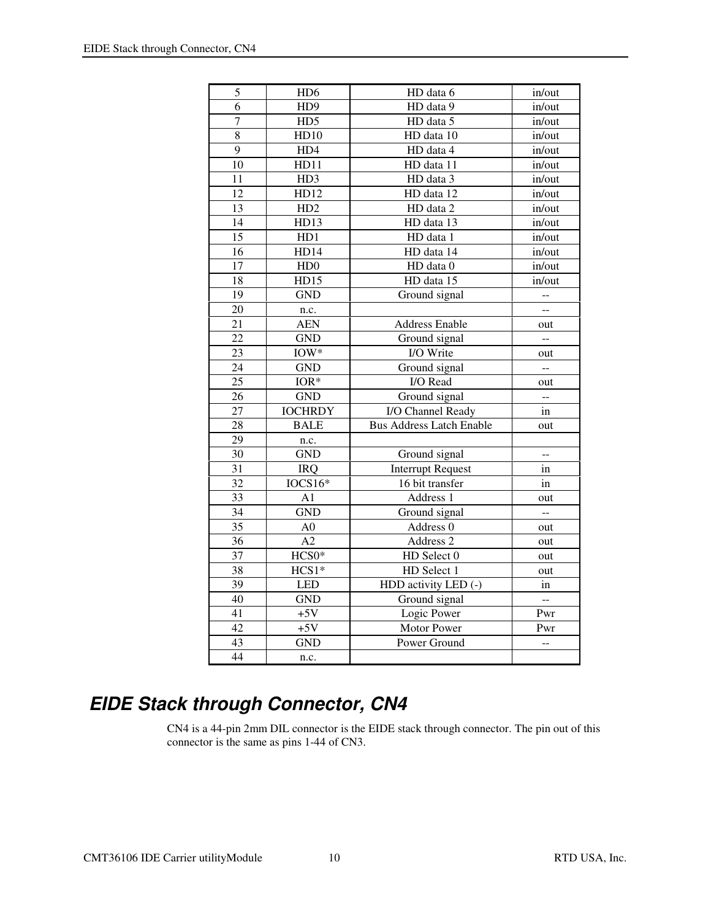| | | | |
|---|---|---|---|
| 5 | HD6 | HD data 6 | in/out |
| 6 | HD9 | HD data 9 | in/out |
| 7 | HD5 | HD data 5 | in/out |
| 8 | HD10 | HD data 10 | in/out |
| 9 | HD4 | HD data 4 | in/out |
| 10 | HD11 | HD data 11 | in/out |
| 11 | HD3 | HD data 3 | in/out |
| 12 | HD12 | HD data 12 | in/out |
| 13 | HD2 | HD data 2 | in/out |
| 14 | HD13 | HD data 13 | in/out |
| 15 | HD1 | HD data 1 | in/out |
| 16 | HD14 | HD data 14 | in/out |
| 17 | HD0 | HD data 0 | in/out |
| 18 | HD15 | HD data 15 | in/out |
| 19 | GND | Ground signal | -- |
| 20 | n.c. | | -- |
| 21 | AEN | Address Enable | out |
| 22 | GND | Ground signal | -- |
| 23 | IOW* | I/O Write | out |
| 24 | GND | Ground signal | -- |
| 25 | IOR* | I/O Read | out |
| 26 | GND | Ground signal | -- |
| 27 | IOCHRDY | I/O Channel Ready | in |
| 28 | BALE | Bus Address Latch Enable | out |
| 29 | n.c. | | |
| 30 | GND | Ground signal | -- |
| 31 | IRQ | Interrupt Request | in |
| 32 | IOCS16* | 16 bit transfer | in |
| 33 | A1 | Address 1 | out |
| 34 | GND | Ground signal | -- |
| 35 | A0 | Address 0 | out |
| 36 | A2 | Address 2 | out |
| 37 | HCS0* | HD Select 0 | out |
| 38 | HCS1* | HD Select 1 | out |
| 39 | LED | HDD activity LED (-) | in |
| 40 | GND | Ground signal | -- |
| 41 | +5V | Logic Power | Pwr |
| 42 | +5V | Motor Power | Pwr |
| 43 | GND | Power Ground | -- |
| 44 | n.c. | | |

## *EIDE Stack through Connector, CN4*

CN4 is a 44-pin 2mm DIL connector is the EIDE stack through connector. The pin out of this connector is the same as pins 1-44 of CN3.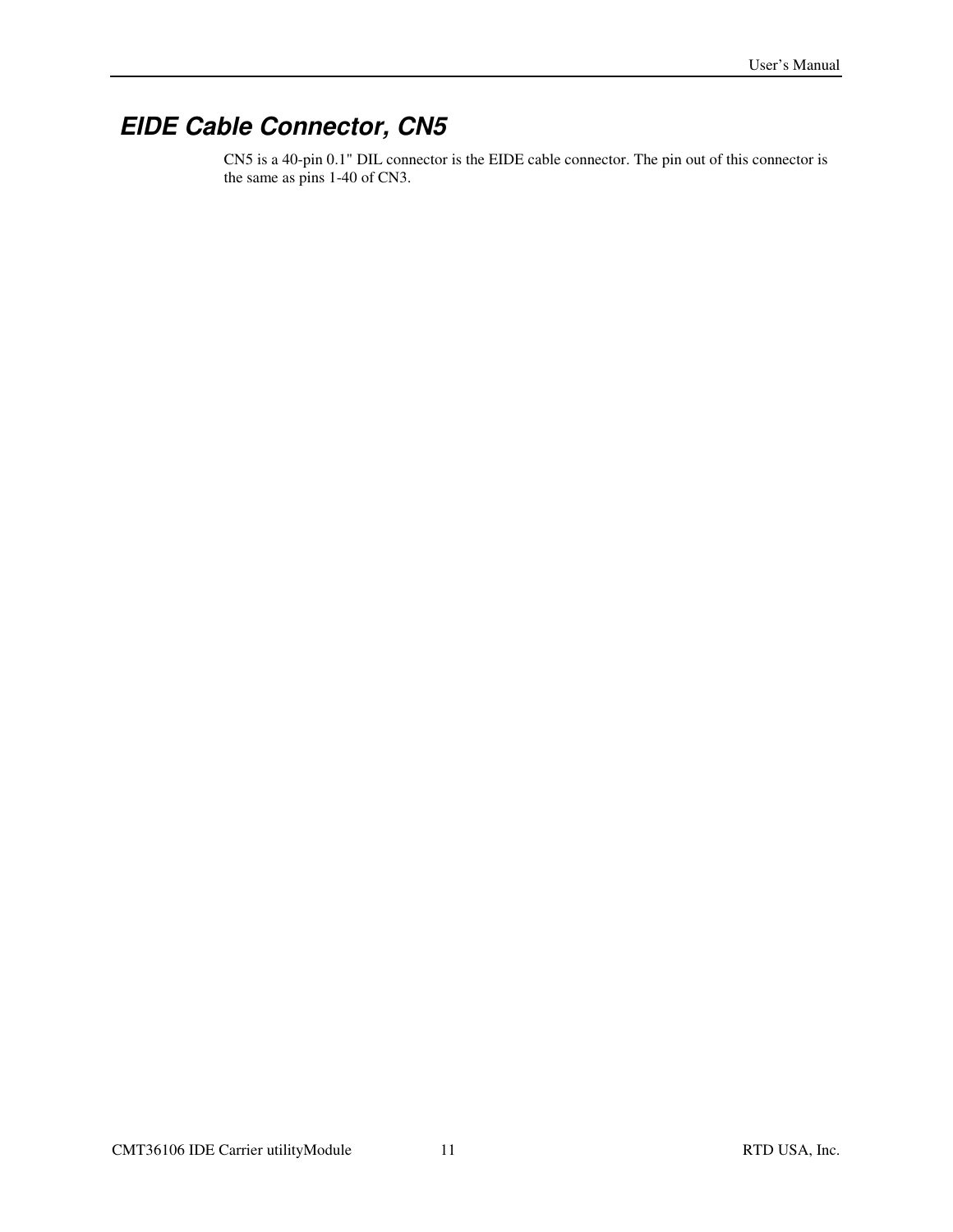## EIDE Cable Connector, CN5

CN5 is a 40-pin 0.1" DIL connector is the EIDE cable connector. The pin out of this connector is the same as pins 1-40 of CN3.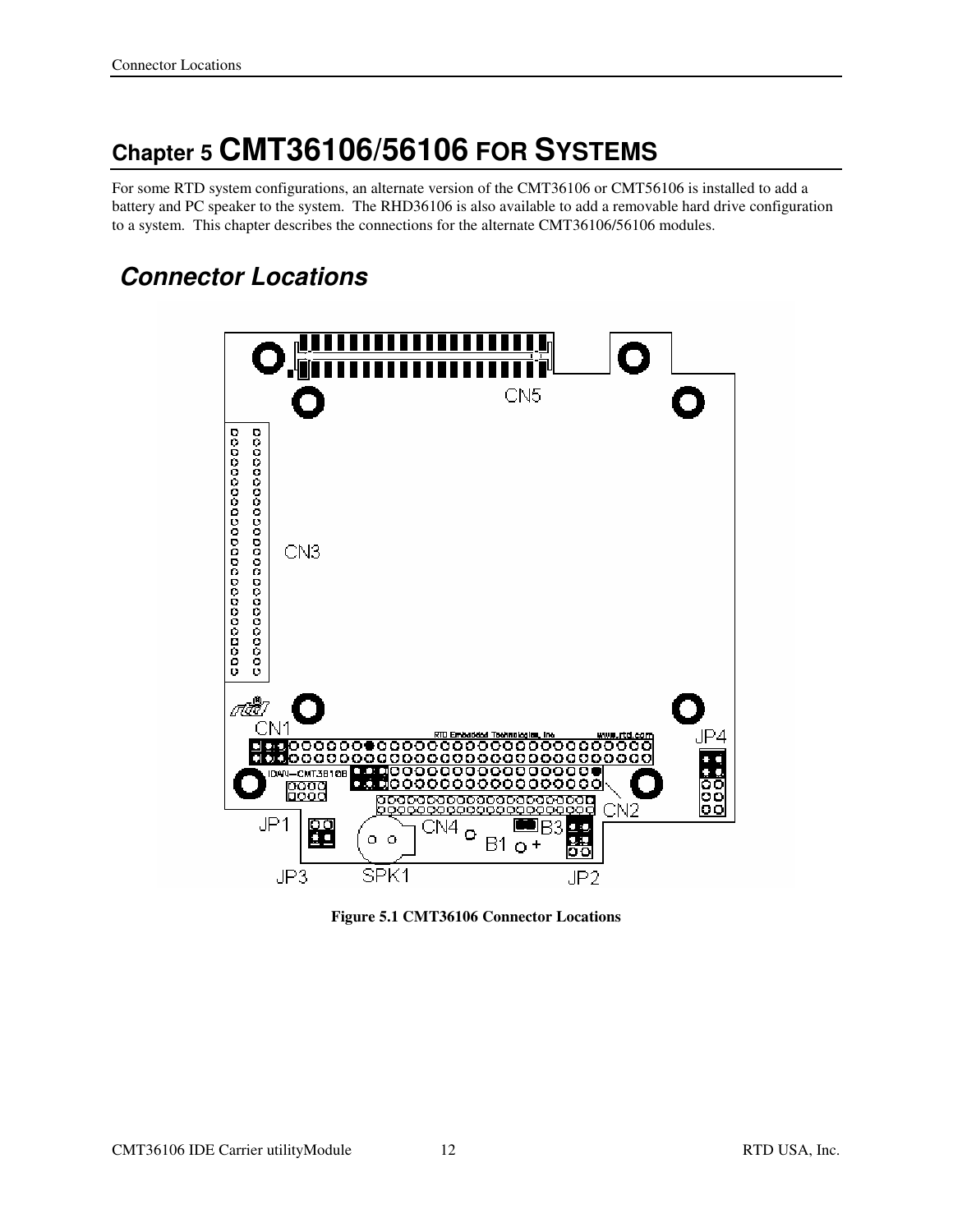# Chapter 5 CMT36106/56106 FOR SYSTEMS

For some RTD system configurations, an alternate version of the CMT36106 or CMT56106 is installed to add a battery and PC speaker to the system. The RHD36106 is also available to add a removable hard drive configuration to a system. This chapter describes the connections for the alternate CMT36106/56106 modules.

## Connector Locations

CN5
CN3
CN1
JP4
IDAN–CMT36106
CN2
JP1
CN4
B1
B3
JP3
SPK1
JP2

**Figure 5.1 CMT36106 Connector Locations**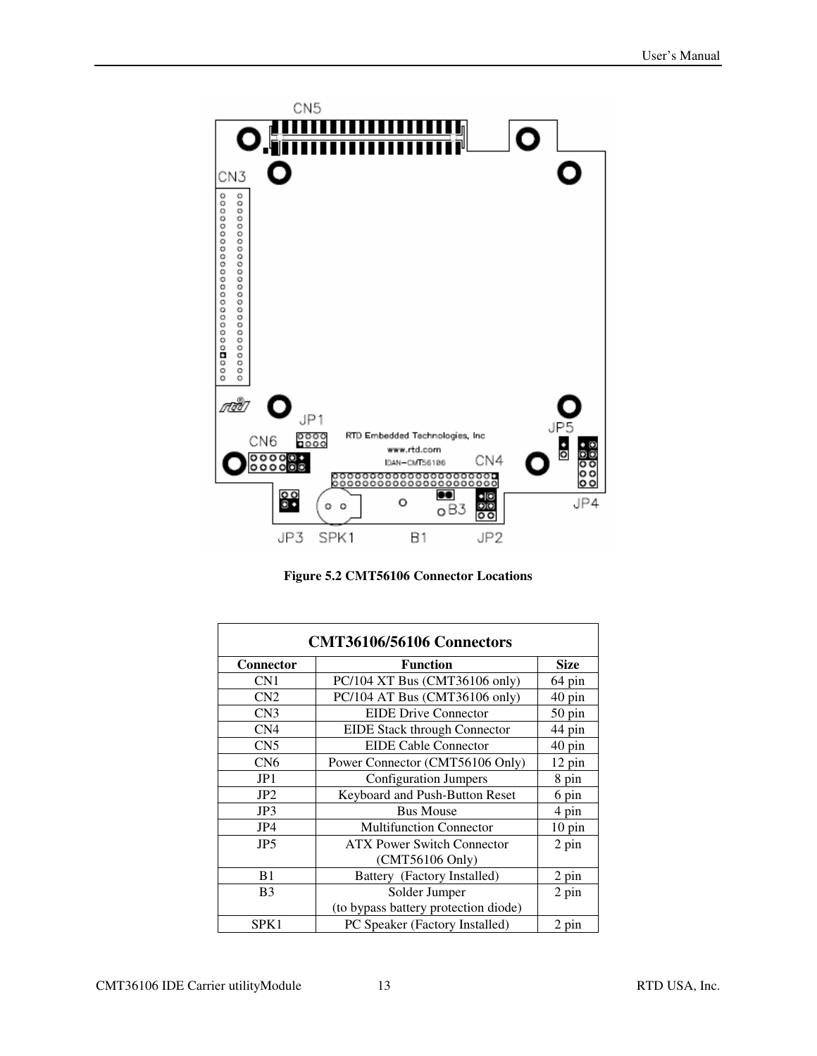CN5

CN3

JP1

CN6

RTD Embedded Technologies, Inc

www.rtd.com

IDAN-CMT56106

CN4

JP5

JP4

B3

JP3 SPK1 B1 JP2

Figure 5.2 CMT56106 Connector Locations

| CMT36106/56106 Connectors | | |
|---|---|---|
| **Connector** | **Function** | **Size** |
| CN1 | PC/104 XT Bus (CMT36106 only) | 64 pin |
| CN2 | PC/104 AT Bus (CMT36106 only) | 40 pin |
| CN3 | EIDE Drive Connector | 50 pin |
| CN4 | EIDE Stack through Connector | 44 pin |
| CN5 | EIDE Cable Connector | 40 pin |
| CN6 | Power Connector (CMT56106 Only) | 12 pin |
| JP1 | Configuration Jumpers | 8 pin |
| JP2 | Keyboard and Push-Button Reset | 6 pin |
| JP3 | Bus Mouse | 4 pin |
| JP4 | Multifunction Connector | 10 pin |
| JP5 | ATX Power Switch Connector (CMT56106 Only) | 2 pin |
| B1 | Battery (Factory Installed) | 2 pin |
| B3 | Solder Jumper (to bypass battery protection diode) | 2 pin |
| SPK1 | PC Speaker (Factory Installed) | 2 pin |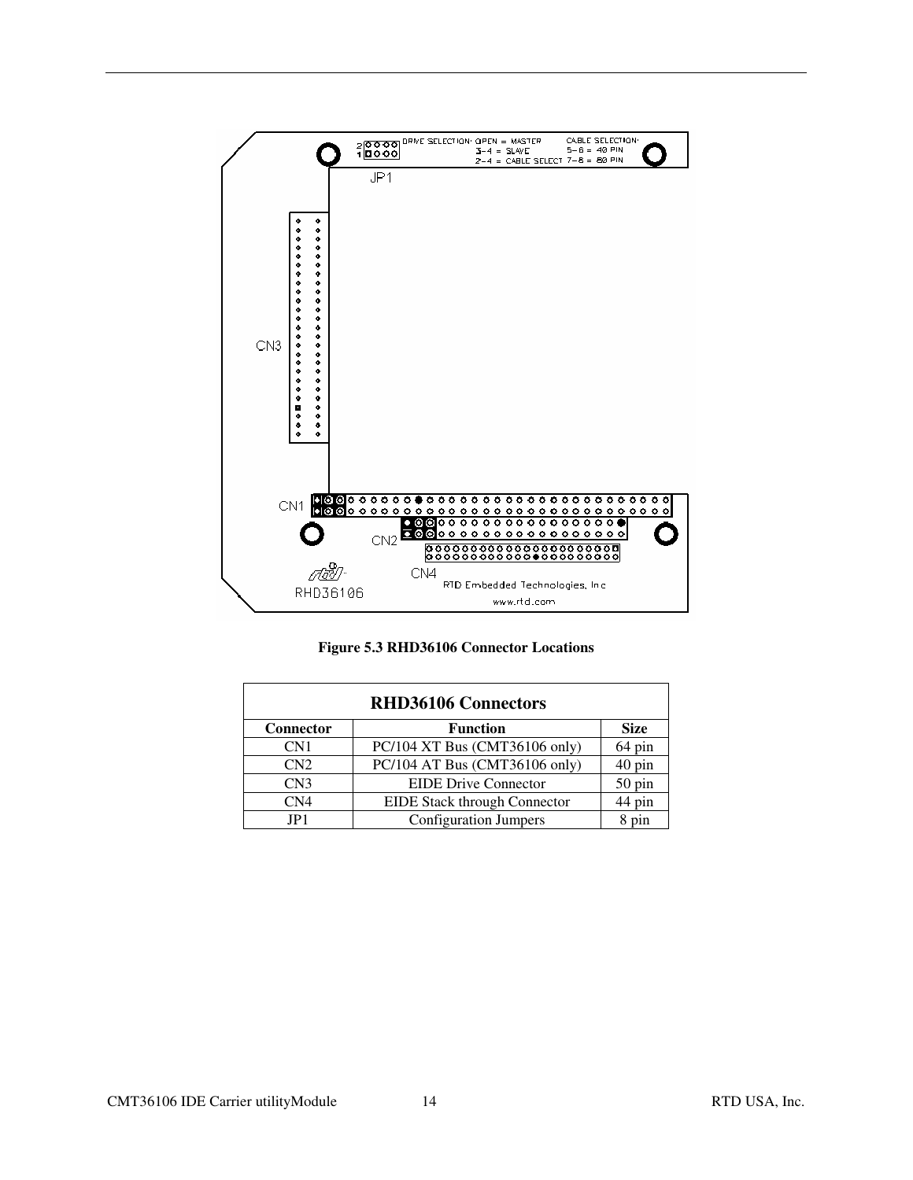Figure 5.3 RHD36106 Connector Locations

| RHD36106 Connectors | | |
| --- | --- | --- |
| **Connector** | **Function** | **Size** |
| CN1 | PC/104 XT Bus (CMT36106 only) | 64 pin |
| CN2 | PC/104 AT Bus (CMT36106 only) | 40 pin |
| CN3 | EIDE Drive Connector | 50 pin |
| CN4 | EIDE Stack through Connector | 44 pin |
| JP1 | Configuration Jumpers | 8 pin |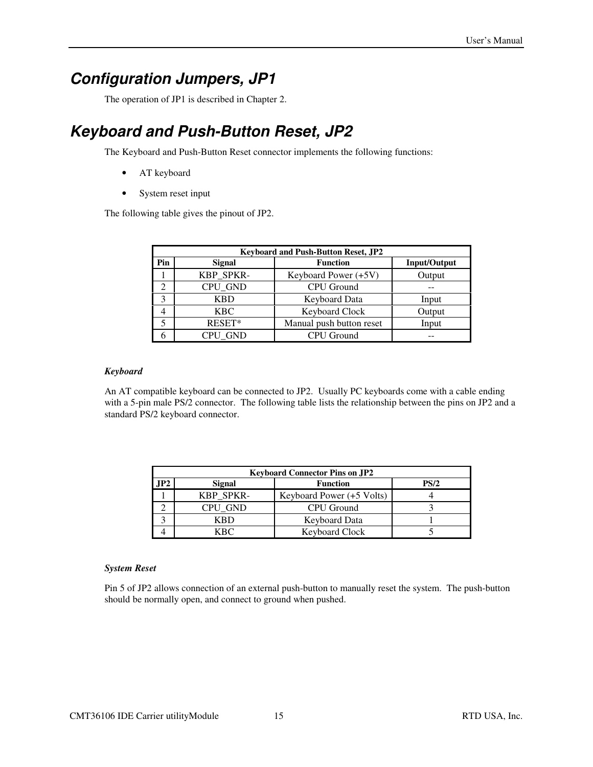## Configuration Jumpers, JP1

The operation of JP1 is described in Chapter 2.

## Keyboard and Push-Button Reset, JP2

The Keyboard and Push-Button Reset connector implements the following functions:

- AT keyboard
- System reset input

The following table gives the pinout of JP2.

| Keyboard and Push-Button Reset, JP2 | | | |
|---|---|---|---|
| **Pin** | **Signal** | **Function** | **Input/Output** |
| 1 | KBP_SPKR- | Keyboard Power (+5V) | Output |
| 2 | CPU_GND | CPU Ground | -- |
| 3 | KBD | Keyboard Data | Input |
| 4 | KBC | Keyboard Clock | Output |
| 5 | RESET* | Manual push button reset | Input |
| 6 | CPU_GND | CPU Ground | -- |

***Keyboard***

An AT compatible keyboard can be connected to JP2. Usually PC keyboards come with a cable ending with a 5-pin male PS/2 connector. The following table lists the relationship between the pins on JP2 and a standard PS/2 keyboard connector.

| Keyboard Connector Pins on JP2 | | | |
|---|---|---|---|
| **JP2** | **Signal** | **Function** | **PS/2** |
| 1 | KBP_SPKR- | Keyboard Power (+5 Volts) | 4 |
| 2 | CPU_GND | CPU Ground | 3 |
| 3 | KBD | Keyboard Data | 1 |
| 4 | KBC | Keyboard Clock | 5 |

***System Reset***

Pin 5 of JP2 allows connection of an external push-button to manually reset the system. The push-button should be normally open, and connect to ground when pushed.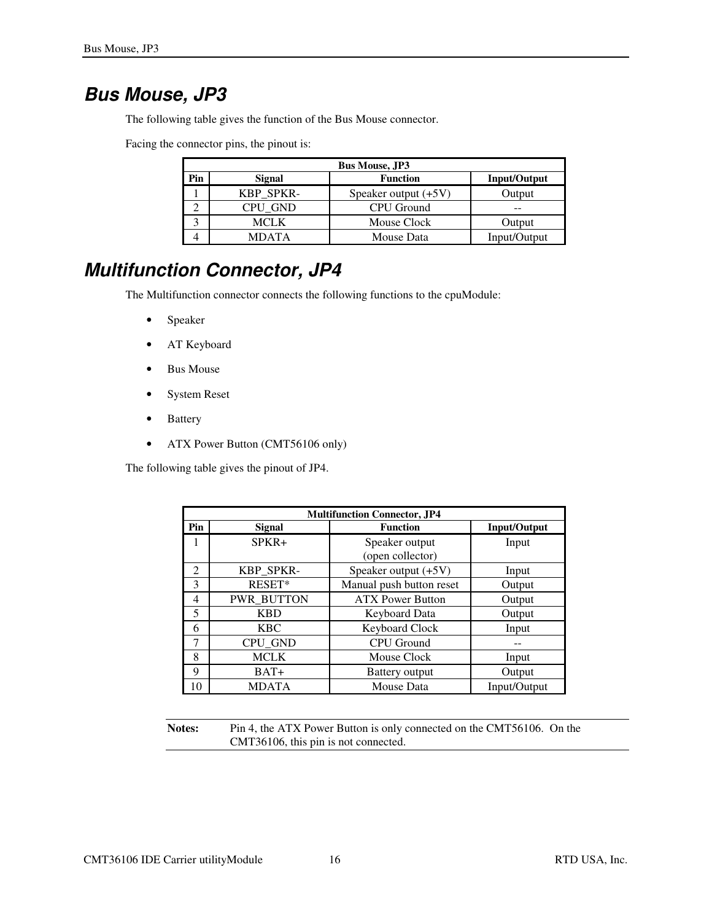## Bus Mouse, JP3

The following table gives the function of the Bus Mouse connector.

Facing the connector pins, the pinout is:

| Bus Mouse, JP3 | | | |
|---|---|---|---|
| **Pin** | **Signal** | **Function** | **Input/Output** |
| 1 | KBP_SPKR- | Speaker output (+5V) | Output |
| 2 | CPU_GND | CPU Ground | -- |
| 3 | MCLK | Mouse Clock | Output |
| 4 | MDATA | Mouse Data | Input/Output |

## Multifunction Connector, JP4

The Multifunction connector connects the following functions to the cpuModule:

- Speaker
- AT Keyboard
- Bus Mouse
- System Reset
- Battery
- ATX Power Button (CMT56106 only)

The following table gives the pinout of JP4.

| Multifunction Connector, JP4 | | | |
|---|---|---|---|
| **Pin** | **Signal** | **Function** | **Input/Output** |
| 1 | SPKR+ | Speaker output (open collector) | Input |
| 2 | KBP_SPKR- | Speaker output (+5V) | Input |
| 3 | RESET* | Manual push button reset | Output |
| 4 | PWR_BUTTON | ATX Power Button | Output |
| 5 | KBD | Keyboard Data | Output |
| 6 | KBC | Keyboard Clock | Input |
| 7 | CPU_GND | CPU Ground | -- |
| 8 | MCLK | Mouse Clock | Input |
| 9 | BAT+ | Battery output | Output |
| 10 | MDATA | Mouse Data | Input/Output |

**Notes:** Pin 4, the ATX Power Button is only connected on the CMT56106. On the CMT36106, this pin is not connected.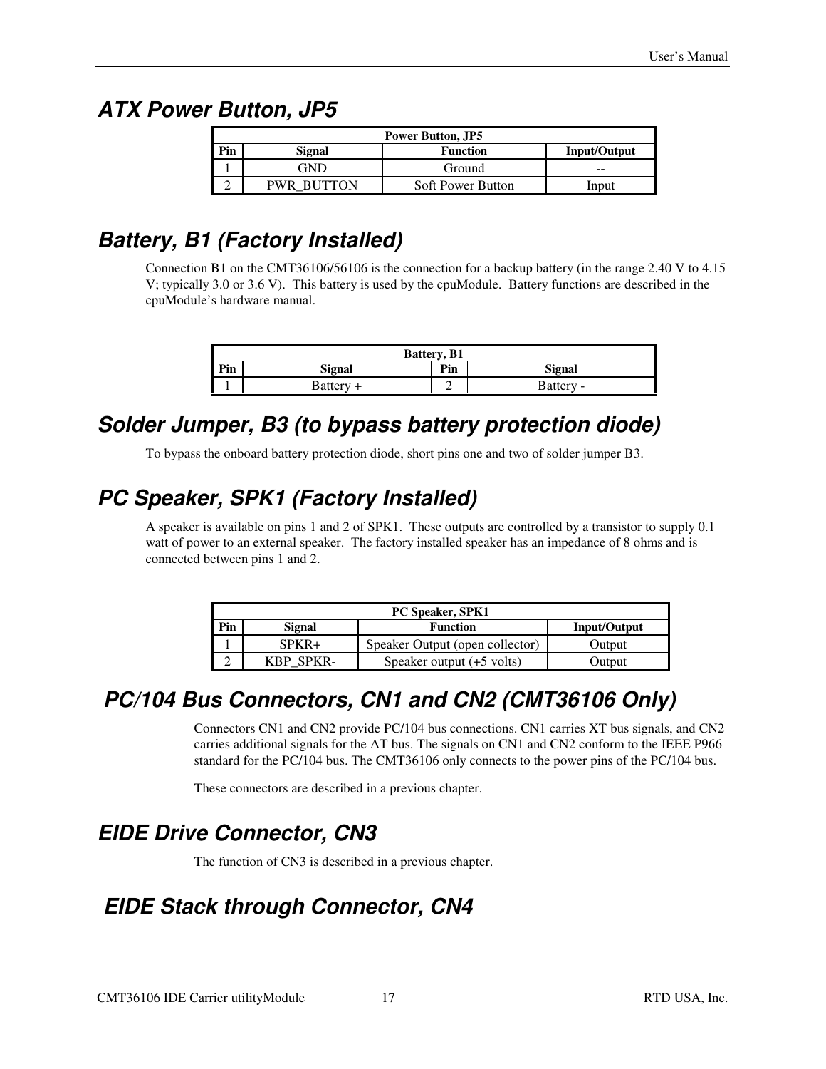## ATX Power Button, JP5

| Power Button, JP5 | | | |
|---|---|---|---|
| Pin | Signal | Function | Input/Output |
| 1 | GND | Ground | -- |
| 2 | PWR_BUTTON | Soft Power Button | Input |

## Battery, B1 (Factory Installed)

Connection B1 on the CMT36106/56106 is the connection for a backup battery (in the range 2.40 V to 4.15 V; typically 3.0 or 3.6 V). This battery is used by the cpuModule. Battery functions are described in the cpuModule's hardware manual.

| Battery, B1 | | | |
|---|---|---|---|
| Pin | Signal | Pin | Signal |
| 1 | Battery + | 2 | Battery - |

## Solder Jumper, B3 (to bypass battery protection diode)

To bypass the onboard battery protection diode, short pins one and two of solder jumper B3.

## PC Speaker, SPK1 (Factory Installed)

A speaker is available on pins 1 and 2 of SPK1. These outputs are controlled by a transistor to supply 0.1 watt of power to an external speaker. The factory installed speaker has an impedance of 8 ohms and is connected between pins 1 and 2.

| PC Speaker, SPK1 | | | |
|---|---|---|---|
| Pin | Signal | Function | Input/Output |
| 1 | SPKR+ | Speaker Output (open collector) | Output |
| 2 | KBP_SPKR- | Speaker output (+5 volts) | Output |

## PC/104 Bus Connectors, CN1 and CN2 (CMT36106 Only)

Connectors CN1 and CN2 provide PC/104 bus connections. CN1 carries XT bus signals, and CN2 carries additional signals for the AT bus. The signals on CN1 and CN2 conform to the IEEE P966 standard for the PC/104 bus. The CMT36106 only connects to the power pins of the PC/104 bus.

These connectors are described in a previous chapter.

## EIDE Drive Connector, CN3

The function of CN3 is described in a previous chapter.

## EIDE Stack through Connector, CN4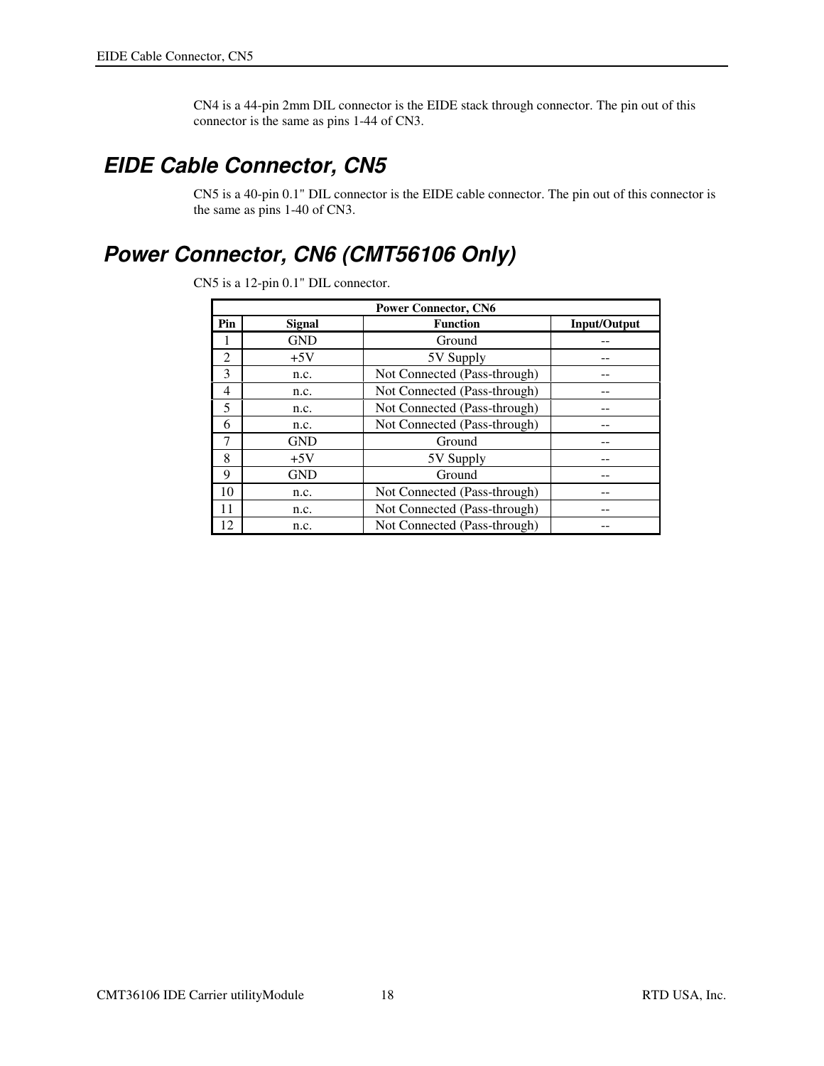CN4 is a 44-pin 2mm DIL connector is the EIDE stack through connector. The pin out of this connector is the same as pins 1-44 of CN3.

## *EIDE Cable Connector, CN5*

CN5 is a 40-pin 0.1" DIL connector is the EIDE cable connector. The pin out of this connector is the same as pins 1-40 of CN3.

## *Power Connector, CN6 (CMT56106 Only)*

CN5 is a 12-pin 0.1" DIL connector.

| Power Connector, CN6 | | | |
|---|---|---|---|
| **Pin** | **Signal** | **Function** | **Input/Output** |
| 1 | GND | Ground | -- |
| 2 | +5V | 5V Supply | -- |
| 3 | n.c. | Not Connected (Pass-through) | -- |
| 4 | n.c. | Not Connected (Pass-through) | -- |
| 5 | n.c. | Not Connected (Pass-through) | -- |
| 6 | n.c. | Not Connected (Pass-through) | -- |
| 7 | GND | Ground | -- |
| 8 | +5V | 5V Supply | -- |
| 9 | GND | Ground | -- |
| 10 | n.c. | Not Connected (Pass-through) | -- |
| 11 | n.c. | Not Connected (Pass-through) | -- |
| 12 | n.c. | Not Connected (Pass-through) | -- |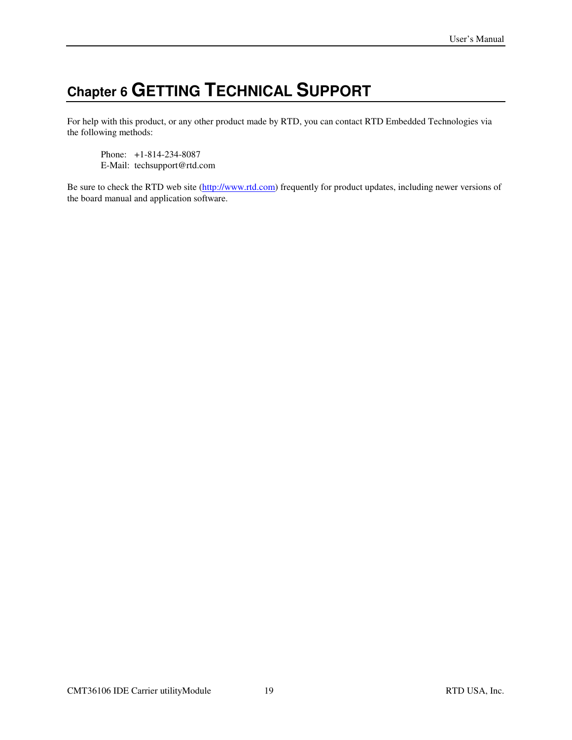# Chapter 6 GETTING TECHNICAL SUPPORT

For help with this product, or any other product made by RTD, you can contact RTD Embedded Technologies via the following methods:

Phone: +1-814-234-8087
E-Mail: techsupport@rtd.com

Be sure to check the RTD web site (http://www.rtd.com) frequently for product updates, including newer versions of the board manual and application software.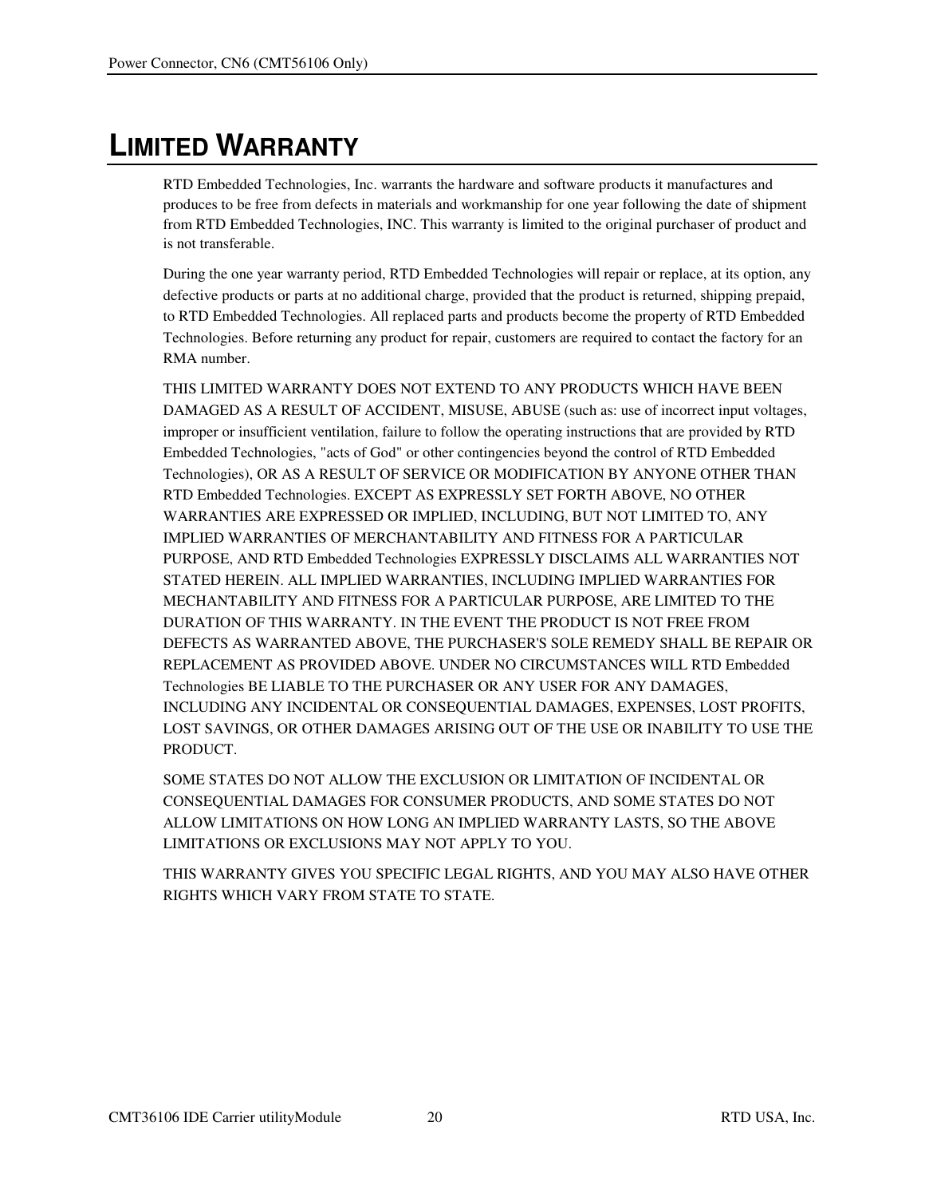# Limited Warranty

RTD Embedded Technologies, Inc. warrants the hardware and software products it manufactures and produces to be free from defects in materials and workmanship for one year following the date of shipment from RTD Embedded Technologies, INC. This warranty is limited to the original purchaser of product and is not transferable.

During the one year warranty period, RTD Embedded Technologies will repair or replace, at its option, any defective products or parts at no additional charge, provided that the product is returned, shipping prepaid, to RTD Embedded Technologies. All replaced parts and products become the property of RTD Embedded Technologies. Before returning any product for repair, customers are required to contact the factory for an RMA number.

THIS LIMITED WARRANTY DOES NOT EXTEND TO ANY PRODUCTS WHICH HAVE BEEN DAMAGED AS A RESULT OF ACCIDENT, MISUSE, ABUSE (such as: use of incorrect input voltages, improper or insufficient ventilation, failure to follow the operating instructions that are provided by RTD Embedded Technologies, "acts of God" or other contingencies beyond the control of RTD Embedded Technologies), OR AS A RESULT OF SERVICE OR MODIFICATION BY ANYONE OTHER THAN RTD Embedded Technologies. EXCEPT AS EXPRESSLY SET FORTH ABOVE, NO OTHER WARRANTIES ARE EXPRESSED OR IMPLIED, INCLUDING, BUT NOT LIMITED TO, ANY IMPLIED WARRANTIES OF MERCHANTABILITY AND FITNESS FOR A PARTICULAR PURPOSE, AND RTD Embedded Technologies EXPRESSLY DISCLAIMS ALL WARRANTIES NOT STATED HEREIN. ALL IMPLIED WARRANTIES, INCLUDING IMPLIED WARRANTIES FOR MECHANTABILITY AND FITNESS FOR A PARTICULAR PURPOSE, ARE LIMITED TO THE DURATION OF THIS WARRANTY. IN THE EVENT THE PRODUCT IS NOT FREE FROM DEFECTS AS WARRANTED ABOVE, THE PURCHASER'S SOLE REMEDY SHALL BE REPAIR OR REPLACEMENT AS PROVIDED ABOVE. UNDER NO CIRCUMSTANCES WILL RTD Embedded Technologies BE LIABLE TO THE PURCHASER OR ANY USER FOR ANY DAMAGES, INCLUDING ANY INCIDENTAL OR CONSEQUENTIAL DAMAGES, EXPENSES, LOST PROFITS, LOST SAVINGS, OR OTHER DAMAGES ARISING OUT OF THE USE OR INABILITY TO USE THE PRODUCT.

SOME STATES DO NOT ALLOW THE EXCLUSION OR LIMITATION OF INCIDENTAL OR CONSEQUENTIAL DAMAGES FOR CONSUMER PRODUCTS, AND SOME STATES DO NOT ALLOW LIMITATIONS ON HOW LONG AN IMPLIED WARRANTY LASTS, SO THE ABOVE LIMITATIONS OR EXCLUSIONS MAY NOT APPLY TO YOU.

THIS WARRANTY GIVES YOU SPECIFIC LEGAL RIGHTS, AND YOU MAY ALSO HAVE OTHER RIGHTS WHICH VARY FROM STATE TO STATE.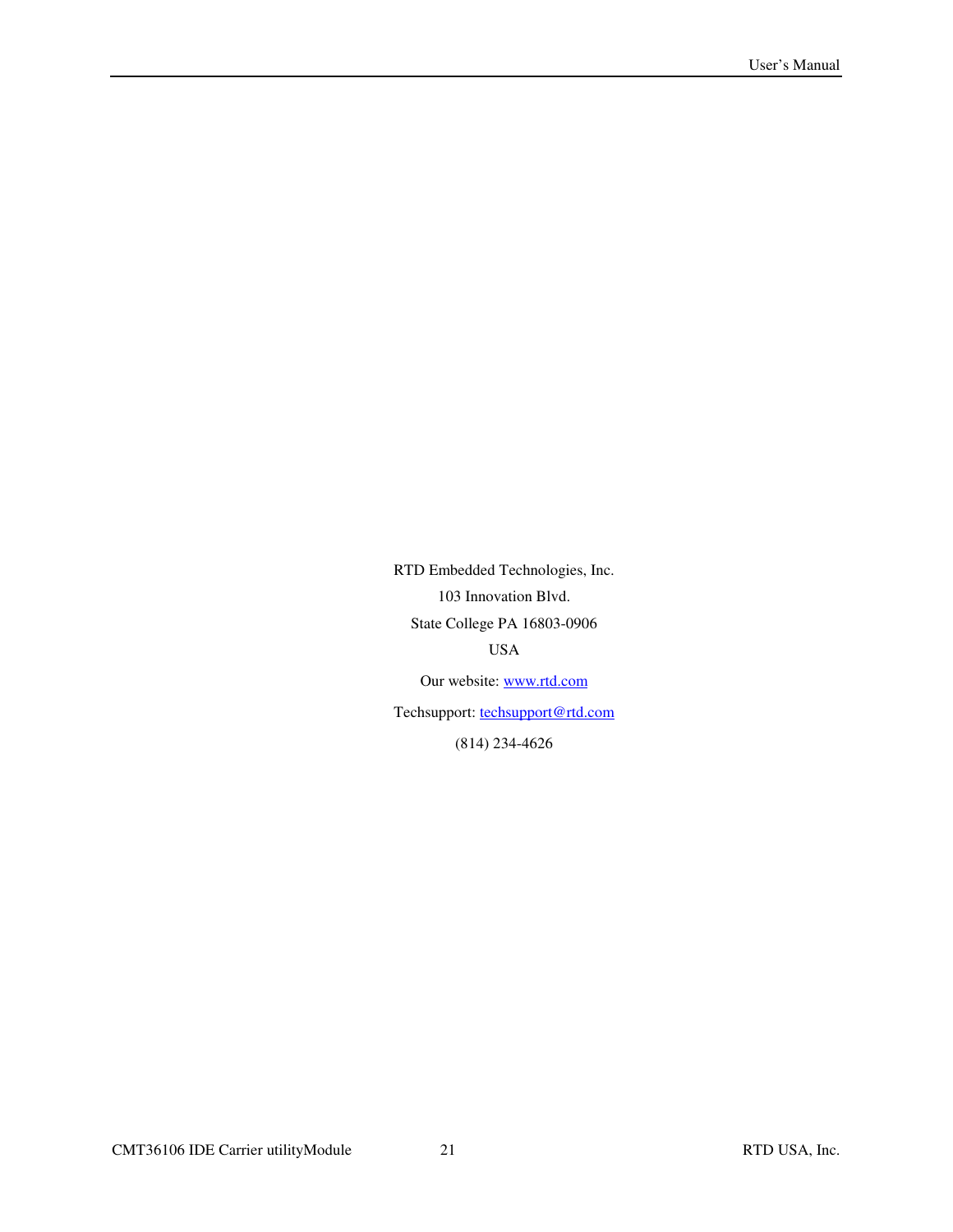RTD Embedded Technologies, Inc.

103 Innovation Blvd.

State College PA 16803-0906

USA

Our website: www.rtd.com

Techsupport: techsupport@rtd.com

(814) 234-4626